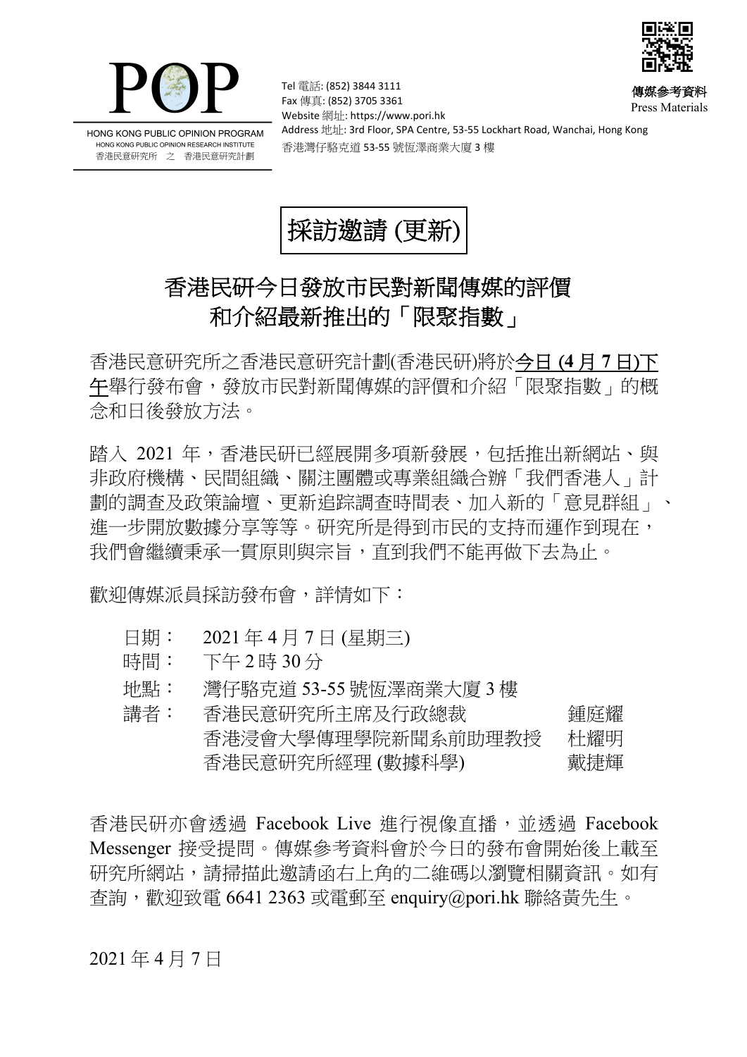HONG KONG PUBLIC OPINION PROGRAM
HONG KONG PUBLIC OPINION RESEARCH INSTITUTE
香港民意研究所 之 香港民意研究計劃

Tel 電話: (852) 3844 3111
Fax 傳真: (852) 3705 3361
Website 網址: https://www.pori.hk
Address 地址: 3rd Floor, SPA Centre, 53-55 Lockhart Road, Wanchai, Hong Kong
香港灣仔駱克道 53-55 號恆澤商業大廈 3 樓

傳媒參考資料
Press Materials

# 採訪邀請 (更新)

## 香港民研今日發放市民對新聞傳媒的評價和介紹最新推出的「限聚指數」

香港民意研究所之香港民意研究計劃(香港民研)將於<u>今日 (**4 月 7 日**)下午</u>舉行發布會，發放市民對新聞傳媒的評價和介紹「限聚指數」的概念和日後發放方法。

踏入 2021 年，香港民研已經展開多項新發展，包括推出新網站、與非政府機構、民間組織、關注團體或專業組織合辦「我們香港人」計劃的調查及政策論壇、更新追踪調查時間表、加入新的「意見群組」、進一步開放數據分享等等。研究所是得到市民的支持而運作到現在，我們會繼續秉承一貫原則與宗旨，直到我們不能再做下去為止。

歡迎傳媒派員採訪發布會，詳情如下：

日期： 2021 年 4 月 7 日 (星期三)
時間： 下午 2 時 30 分
地點： 灣仔駱克道 53-55 號恆澤商業大廈 3 樓
講者： 香港民意研究所主席及行政總裁 鍾庭耀
香港浸會大學傳理學院新聞系前助理教授 杜耀明
香港民意研究所經理 (數據科學) 戴捷輝

香港民研亦會透過 Facebook Live 進行視像直播，並透過 Facebook Messenger 接受提問。傳媒參考資料會於今日的發布會開始後上載至研究所網站，請掃描此邀請函右上角的二維碼以瀏覽相關資訊。如有查詢，歡迎致電 6641 2363 或電郵至 enquiry@pori.hk 聯絡黃先生。

2021 年 4 月 7 日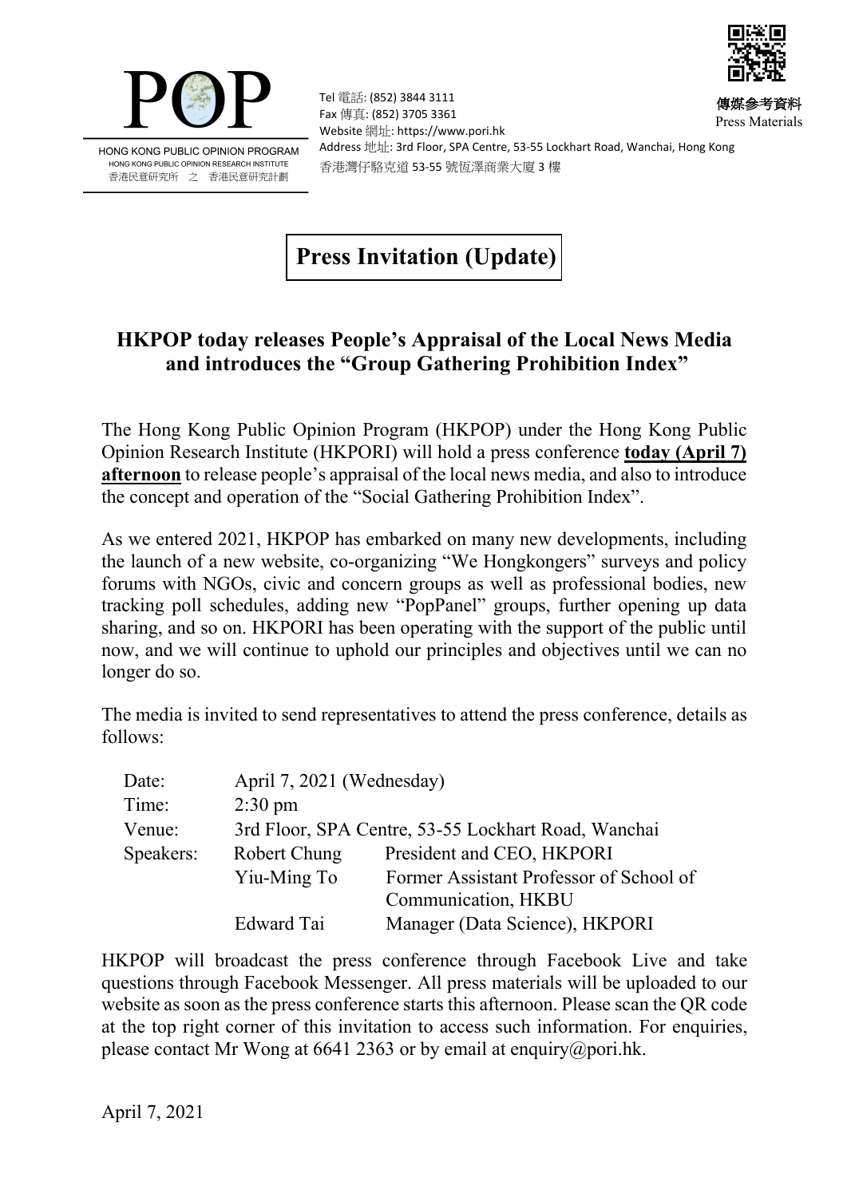POP

HONG KONG PUBLIC OPINION PROGRAM
HONG KONG PUBLIC OPINION RESEARCH INSTITUTE
香港民意研究所 之 香港民意研究計劃

Tel 電話: (852) 3844 3111
Fax 傳真: (852) 3705 3361
Website 網址: https://www.pori.hk
Address 地址: 3rd Floor, SPA Centre, 53-55 Lockhart Road, Wanchai, Hong Kong
香港灣仔駱克道 53-55 號恆澤商業大廈 3 樓

傳媒參考資料
Press Materials

# Press Invitation (Update)

## HKPOP today releases People's Appraisal of the Local News Media and introduces the "Group Gathering Prohibition Index"

The Hong Kong Public Opinion Program (HKPOP) under the Hong Kong Public Opinion Research Institute (HKPORI) will hold a press conference **today (April 7) afternoon** to release people's appraisal of the local news media, and also to introduce the concept and operation of the "Social Gathering Prohibition Index".

As we entered 2021, HKPOP has embarked on many new developments, including the launch of a new website, co-organizing "We Hongkongers" surveys and policy forums with NGOs, civic and concern groups as well as professional bodies, new tracking poll schedules, adding new "PopPanel" groups, further opening up data sharing, and so on. HKPORI has been operating with the support of the public until now, and we will continue to uphold our principles and objectives until we can no longer do so.

The media is invited to send representatives to attend the press conference, details as follows:

| | | |
|---|---|---|
| Date: | April 7, 2021 (Wednesday) | |
| Time: | 2:30 pm | |
| Venue: | 3rd Floor, SPA Centre, 53-55 Lockhart Road, Wanchai | |
| Speakers: | Robert Chung | President and CEO, HKPORI |
| | Yiu-Ming To | Former Assistant Professor of School of Communication, HKBU |
| | Edward Tai | Manager (Data Science), HKPORI |

HKPOP will broadcast the press conference through Facebook Live and take questions through Facebook Messenger. All press materials will be uploaded to our website as soon as the press conference starts this afternoon. Please scan the QR code at the top right corner of this invitation to access such information. For enquiries, please contact Mr Wong at 6641 2363 or by email at enquiry@pori.hk.

April 7, 2021